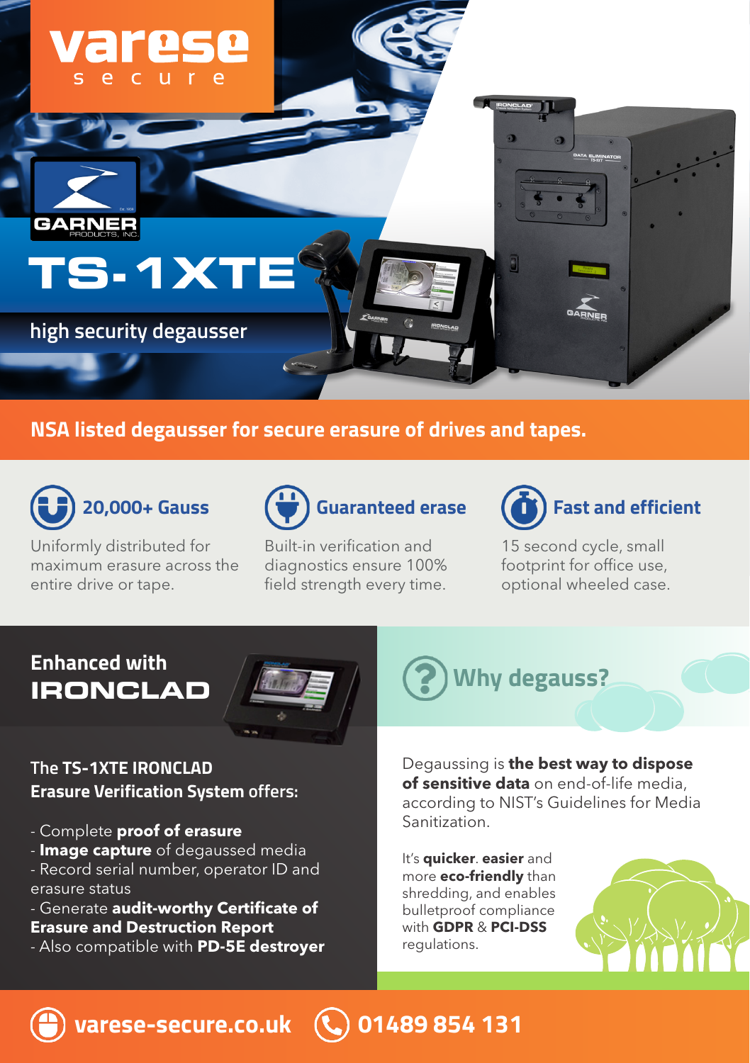varese
secure

GARNER PRODUCTS, INC.

# TS-1XTE

high security degausser

## NSA listed degausser for secure erasure of drives and tapes.

### 20,000+ Gauss

Uniformly distributed for maximum erasure across the entire drive or tape.

### Guaranteed erase

Built-in verification and diagnostics ensure 100% field strength every time.

### Fast and efficient

15 second cycle, small footprint for office use, optional wheeled case.

## Enhanced with IRONCLAD

**The TS-1XTE IRONCLAD Erasure Verification System offers:**

- Complete **proof of erasure**
- **Image capture** of degaussed media
- Record serial number, operator ID and erasure status
- Generate **audit-worthy Certificate of Erasure and Destruction Report**
- Also compatible with **PD-5E destroyer**

## Why degauss?

Degaussing is **the best way to dispose of sensitive data** on end-of-life media, according to NIST's Guidelines for Media Sanitization.

It's **quicker**. **easier** and more **eco-friendly** than shredding, and enables bulletproof compliance with **GDPR** & **PCI-DSS** regulations.

**varese-secure.co.uk** **01489 854 131**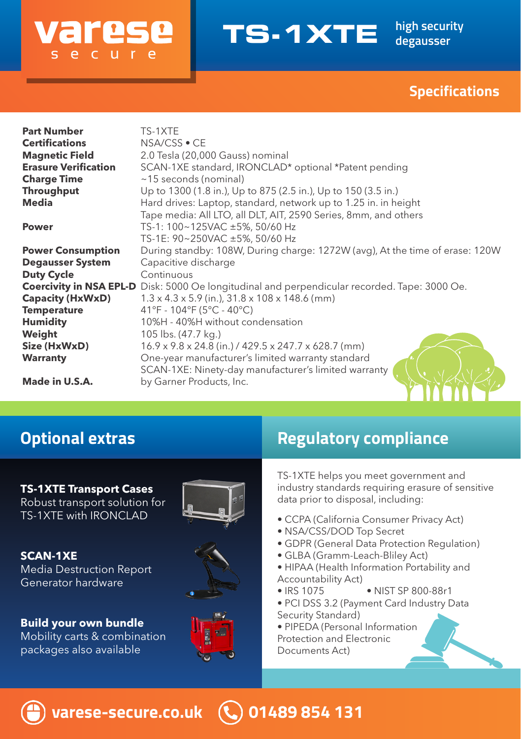varese
secure

# TS-1XTE high security degausser

## Specifications

| | |
|---|---|
| **Part Number** | TS-1XTE |
| **Certifications** | NSA/CSS • CE |
| **Magnetic Field** | 2.0 Tesla (20,000 Gauss) nominal |
| **Erasure Verification** | SCAN-1XE standard, IRONCLAD* optional *Patent pending |
| **Charge Time** | ~15 seconds (nominal) |
| **Throughput** | Up to 1300 (1.8 in.), Up to 875 (2.5 in.), Up to 150 (3.5 in.) |
| **Media** | Hard drives: Laptop, standard, network up to 1.25 in. in height<br>Tape media: All LTO, all DLT, AIT, 2590 Series, 8mm, and others |
| **Power** | TS-1: 100~125VAC ±5%, 50/60 Hz<br>TS-1E: 90~250VAC ±5%, 50/60 Hz |
| **Power Consumption** | During standby: 108W, During charge: 1272W (avg), At the time of erase: 120W |
| **Degausser System** | Capacitive discharge |
| **Duty Cycle** | Continuous |
| **Coercivity in NSA EPL-D** | Disk: 5000 Oe longitudinal and perpendicular recorded. Tape: 3000 Oe. |
| **Capacity (HxWxD)** | 1.3 x 4.3 x 5.9 (in.), 31.8 x 108 x 148.6 (mm) |
| **Temperature** | 41°F - 104°F (5°C - 40°C) |
| **Humidity** | 10%H - 40%H without condensation |
| **Weight** | 105 lbs. (47.7 kg.) |
| **Size (HxWxD)** | 16.9 x 9.8 x 24.8 (in.) / 429.5 x 247.7 x 628.7 (mm) |
| **Warranty** | One-year manufacturer's limited warranty standard<br>SCAN-1XE: Ninety-day manufacturer's limited warranty |
| **Made in U.S.A.** | by Garner Products, Inc. |

## Optional extras

**TS-1XTE Transport Cases**
Robust transport solution for TS-1XTE with IRONCLAD

**SCAN-1XE**
Media Destruction Report Generator hardware

**Build your own bundle**
Mobility carts & combination packages also available

## Regulatory compliance

TS-1XTE helps you meet government and industry standards requiring erasure of sensitive data prior to disposal, including:

- CCPA (California Consumer Privacy Act)
- NSA/CSS/DOD Top Secret
- GDPR (General Data Protection Regulation)
- GLBA (Gramm-Leach-Bliley Act)
- HIPAA (Health Information Portability and Accountability Act)
- IRS 1075
- NIST SP 800-88r1
- PCI DSS 3.2 (Payment Card Industry Data Security Standard)
- PIPEDA (Personal Information Protection and Electronic Documents Act)

varese-secure.co.uk  01489 854 131